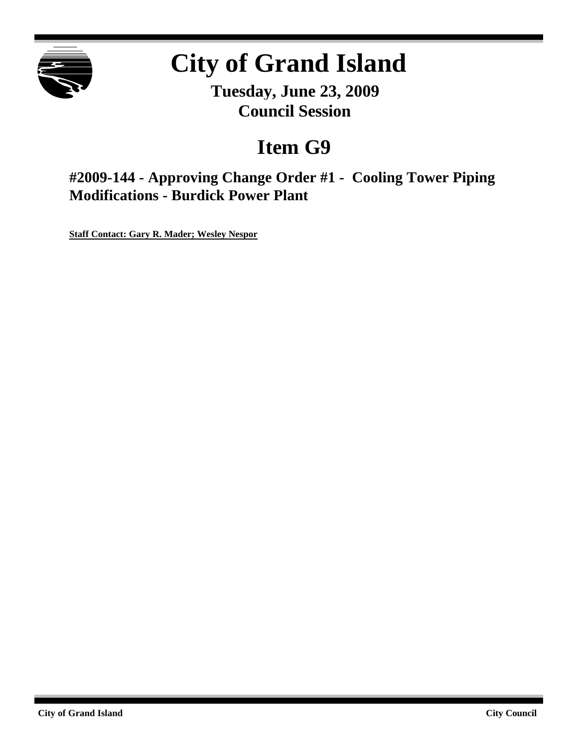# City of Grand Island

**Tuesday, June 23, 2009**
**Council Session**

## Item G9

### #2009-144 - Approving Change Order #1 - Cooling Tower Piping Modifications - Burdick Power Plant

**Staff Contact: Gary R. Mader; Wesley Nespor**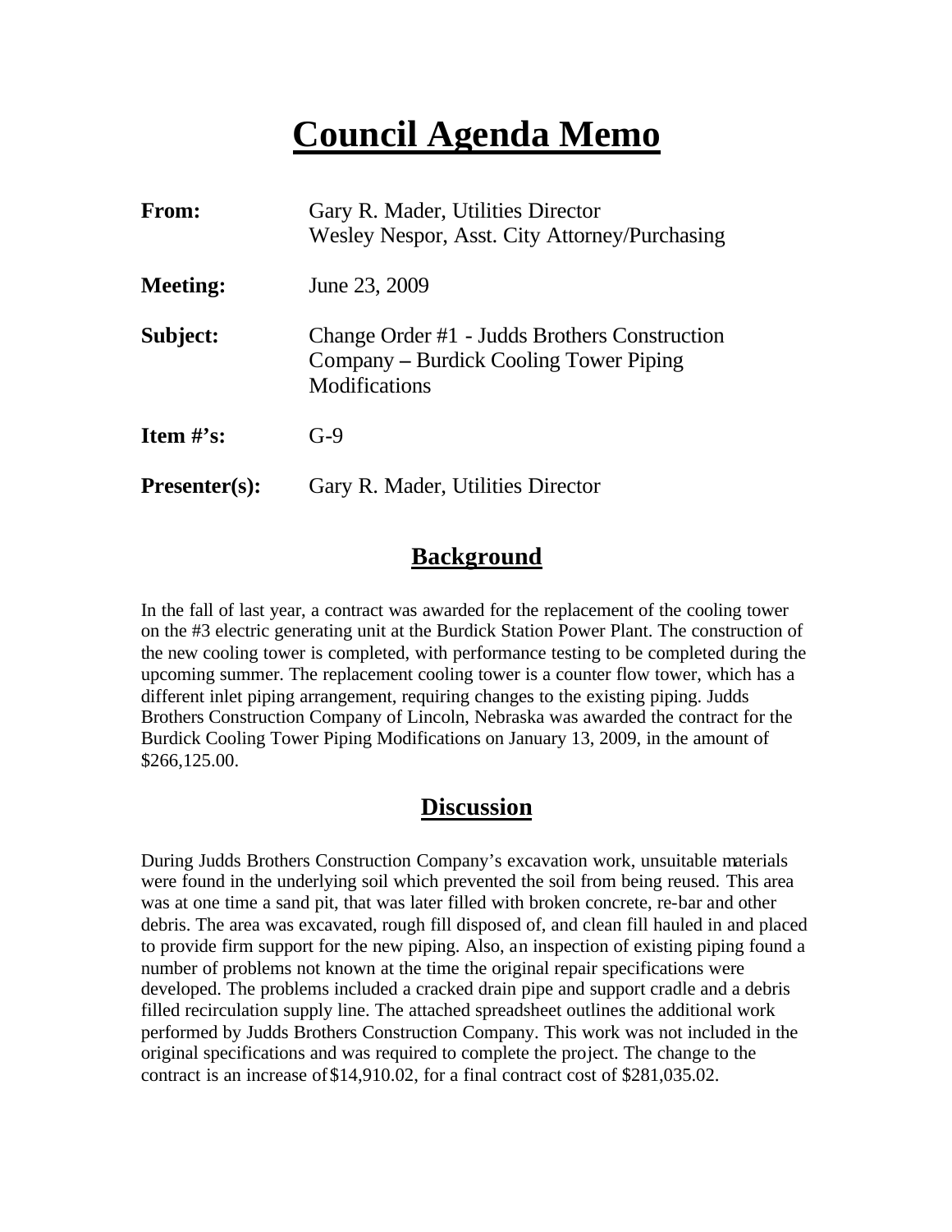# Council Agenda Memo

| | |
|---|---|
| **From:** | Gary R. Mader, Utilities Director<br>Wesley Nespor, Asst. City Attorney/Purchasing |
| **Meeting:** | June 23, 2009 |
| **Subject:** | Change Order #1 - Judds Brothers Construction Company – Burdick Cooling Tower Piping Modifications |
| **Item #'s:** | G-9 |
| **Presenter(s):** | Gary R. Mader, Utilities Director |

## Background

In the fall of last year, a contract was awarded for the replacement of the cooling tower on the #3 electric generating unit at the Burdick Station Power Plant. The construction of the new cooling tower is completed, with performance testing to be completed during the upcoming summer. The replacement cooling tower is a counter flow tower, which has a different inlet piping arrangement, requiring changes to the existing piping. Judds Brothers Construction Company of Lincoln, Nebraska was awarded the contract for the Burdick Cooling Tower Piping Modifications on January 13, 2009, in the amount of $266,125.00.

## Discussion

During Judds Brothers Construction Company's excavation work, unsuitable materials were found in the underlying soil which prevented the soil from being reused. This area was at one time a sand pit, that was later filled with broken concrete, re-bar and other debris. The area was excavated, rough fill disposed of, and clean fill hauled in and placed to provide firm support for the new piping. Also, an inspection of existing piping found a number of problems not known at the time the original repair specifications were developed. The problems included a cracked drain pipe and support cradle and a debris filled recirculation supply line. The attached spreadsheet outlines the additional work performed by Judds Brothers Construction Company. This work was not included in the original specifications and was required to complete the project. The change to the contract is an increase of $14,910.02, for a final contract cost of $281,035.02.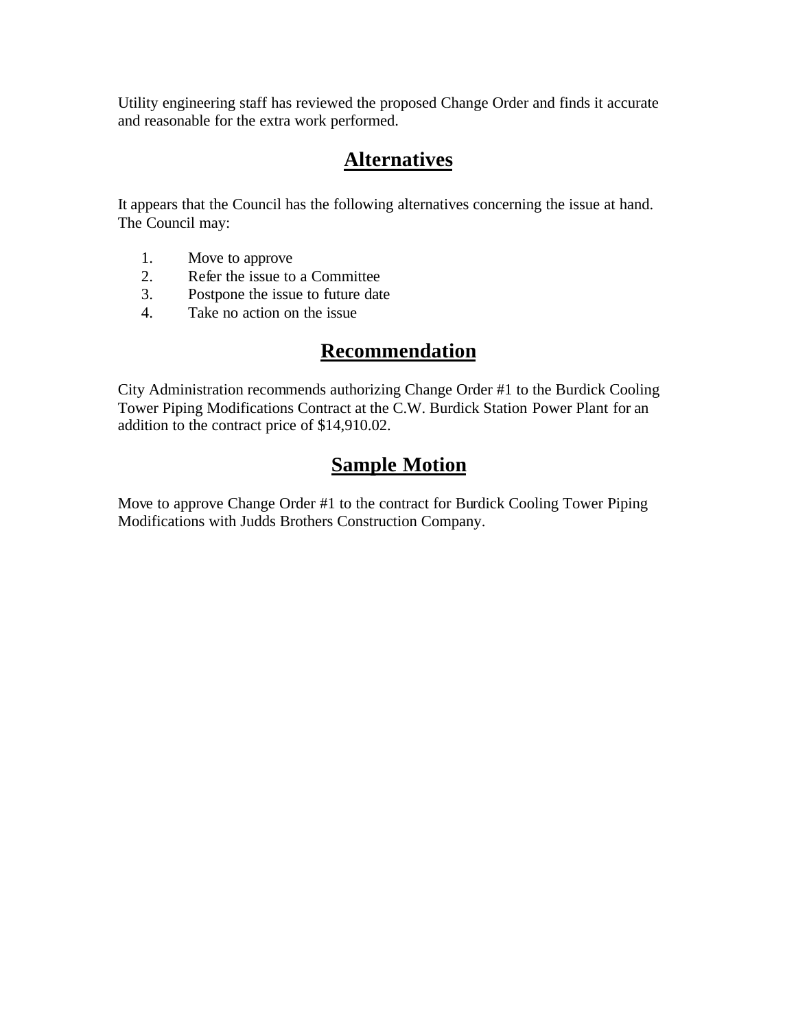Utility engineering staff has reviewed the proposed Change Order and finds it accurate and reasonable for the extra work performed.

## Alternatives

It appears that the Council has the following alternatives concerning the issue at hand. The Council may:

1. Move to approve
2. Refer the issue to a Committee
3. Postpone the issue to future date
4. Take no action on the issue

## Recommendation

City Administration recommends authorizing Change Order #1 to the Burdick Cooling Tower Piping Modifications Contract at the C.W. Burdick Station Power Plant for an addition to the contract price of $14,910.02.

## Sample Motion

Move to approve Change Order #1 to the contract for Burdick Cooling Tower Piping Modifications with Judds Brothers Construction Company.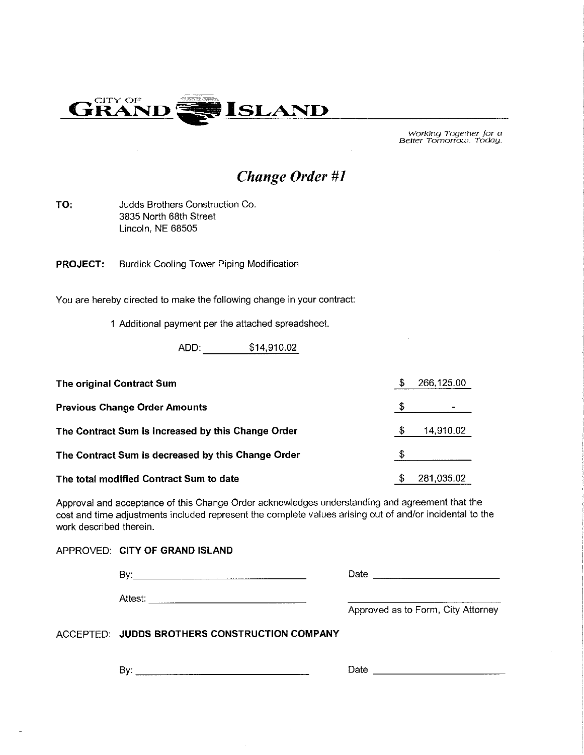CITY OF **GRAND ISLAND**

*Working Together for a Better Tomorrow. Today.*

# *Change Order #1*

**TO:** Judds Brothers Construction Co.
3835 North 68th Street
Lincoln, NE 68505

**PROJECT:** Burdick Cooling Tower Piping Modification

You are hereby directed to make the following change in your contract:

1 Additional payment per the attached spreadsheet.

ADD: $14,910.02

| | |
|---|---|
| **The original Contract Sum** | $ 266,125.00 |
| **Previous Change Order Amounts** | $ - |
| **The Contract Sum is increased by this Change Order** | $ 14,910.02 |
| **The Contract Sum is decreased by this Change Order** | $ |
| **The total modified Contract Sum to date** | $ 281,035.02 |

Approval and acceptance of this Change Order acknowledges understanding and agreement that the cost and time adjustments included represent the complete values arising out of and/or incidental to the work described therein.

APPROVED: **CITY OF GRAND ISLAND**

By:\_\_\_\_\_\_\_\_\_\_\_\_\_\_\_\_\_\_\_\_\_\_\_\_\_\_\_\_ Date \_\_\_\_\_\_\_\_\_\_\_\_\_\_\_\_\_\_\_\_

Attest: \_\_\_\_\_\_\_\_\_\_\_\_\_\_\_\_\_\_\_\_\_\_\_\_\_\_ \_\_\_\_\_\_\_\_\_\_\_\_\_\_\_\_\_\_\_\_
Approved as to Form, City Attorney

ACCEPTED: **JUDDS BROTHERS CONSTRUCTION COMPANY**

By: \_\_\_\_\_\_\_\_\_\_\_\_\_\_\_\_\_\_\_\_\_\_\_\_\_\_\_\_ Date \_\_\_\_\_\_\_\_\_\_\_\_\_\_\_\_\_\_\_\_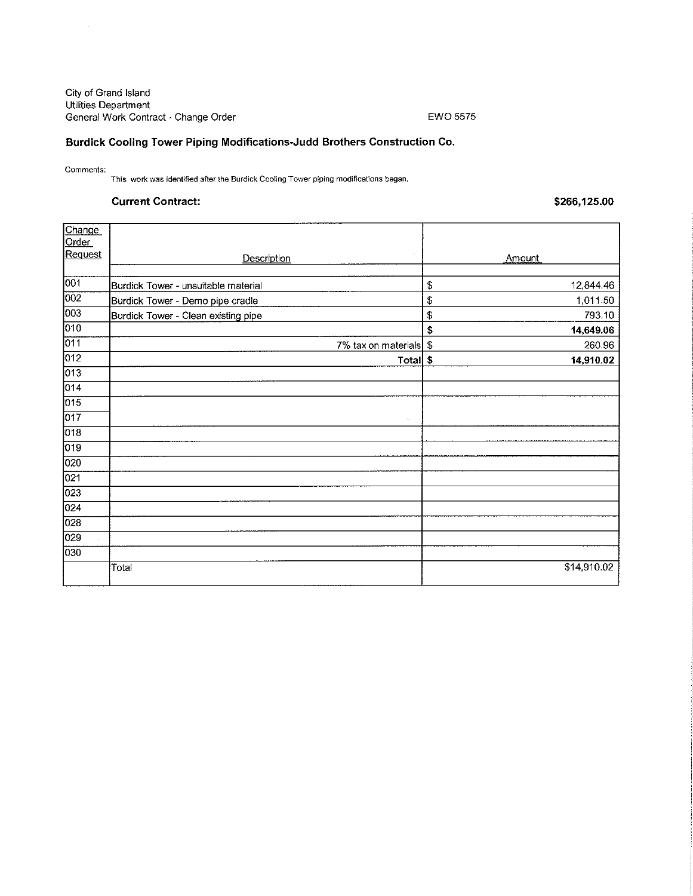City of Grand Island
Utilities Department
General Work Contract - Change Order

EWO 5575

**Burdick Cooling Tower Piping Modifications-Judd Brothers Construction Co.**

Comments:
This work was identified after the Burdick Cooling Tower piping modifications began.

**Current Contract:** **$266,125.00**

| Change Order Request | Description | Amount |
|---|---|---|
| 001 | Burdick Tower - unsuitable material | $ 12,844.46 |
| 002 | Burdick Tower - Demo pipe cradle | $ 1,011.50 |
| 003 | Burdick Tower - Clean existing pipe | $ 793.10 |
| 010 | | **$ 14,649.06** |
| 011 | 7% tax on materials | $ 260.96 |
| 012 | **Total** | **$ 14,910.02** |
| 013 | | |
| 014 | | |
| 015 | | |
| 017 | | |
| 018 | | |
| 019 | | |
| 020 | | |
| 021 | | |
| 023 | | |
| 024 | | |
| 028 | | |
| 029 | | |
| 030 | | |
| | Total | $14,910.02 |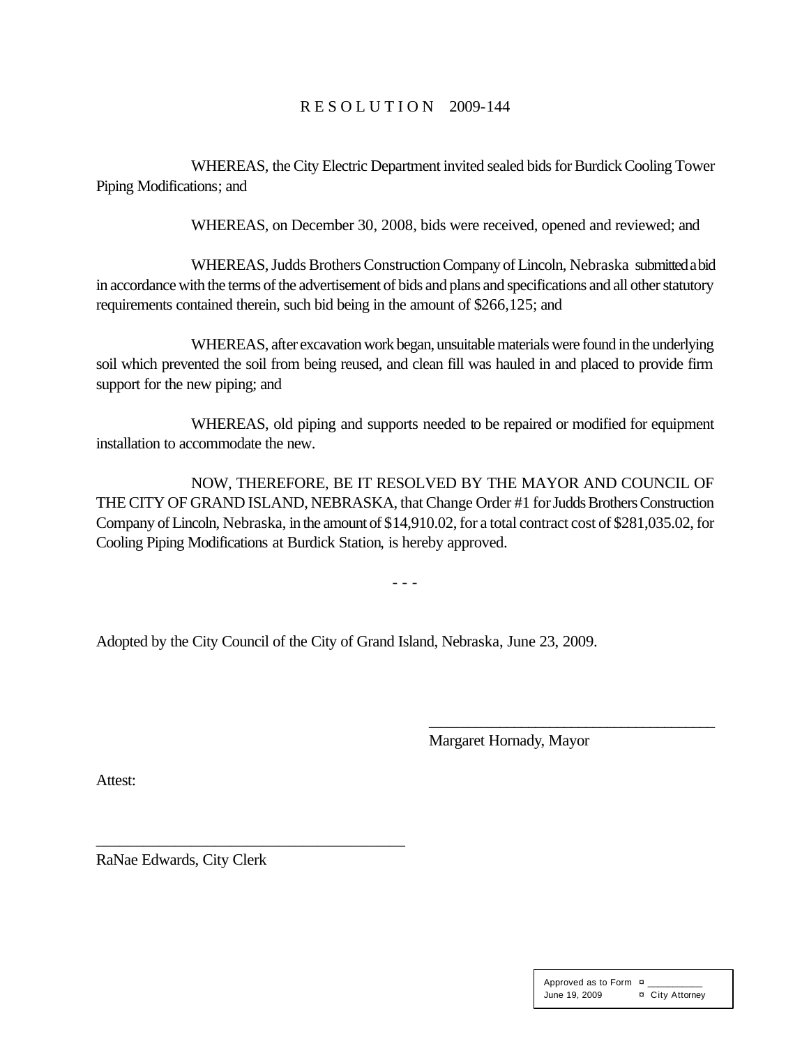# R E S O L U T I O N 2009-144

WHEREAS, the City Electric Department invited sealed bids for Burdick Cooling Tower Piping Modifications; and

WHEREAS, on December 30, 2008, bids were received, opened and reviewed; and

WHEREAS, Judds Brothers Construction Company of Lincoln, Nebraska submitted a bid in accordance with the terms of the advertisement of bids and plans and specifications and all other statutory requirements contained therein, such bid being in the amount of $266,125; and

WHEREAS, after excavation work began, unsuitable materials were found in the underlying soil which prevented the soil from being reused, and clean fill was hauled in and placed to provide firm support for the new piping; and

WHEREAS, old piping and supports needed to be repaired or modified for equipment installation to accommodate the new.

NOW, THEREFORE, BE IT RESOLVED BY THE MAYOR AND COUNCIL OF THE CITY OF GRAND ISLAND, NEBRASKA, that Change Order #1 for Judds Brothers Construction Company of Lincoln, Nebraska, in the amount of $14,910.02, for a total contract cost of $281,035.02, for Cooling Piping Modifications at Burdick Station, is hereby approved.

- - -

Adopted by the City Council of the City of Grand Island, Nebraska, June 23, 2009.

_____________________________________
Margaret Hornady, Mayor

Attest:

_____________________________________
RaNae Edwards, City Clerk

| | |
|---|---|
| Approved as to Form ¤ | ___________ |
| June 19, 2009 | ¤ City Attorney |